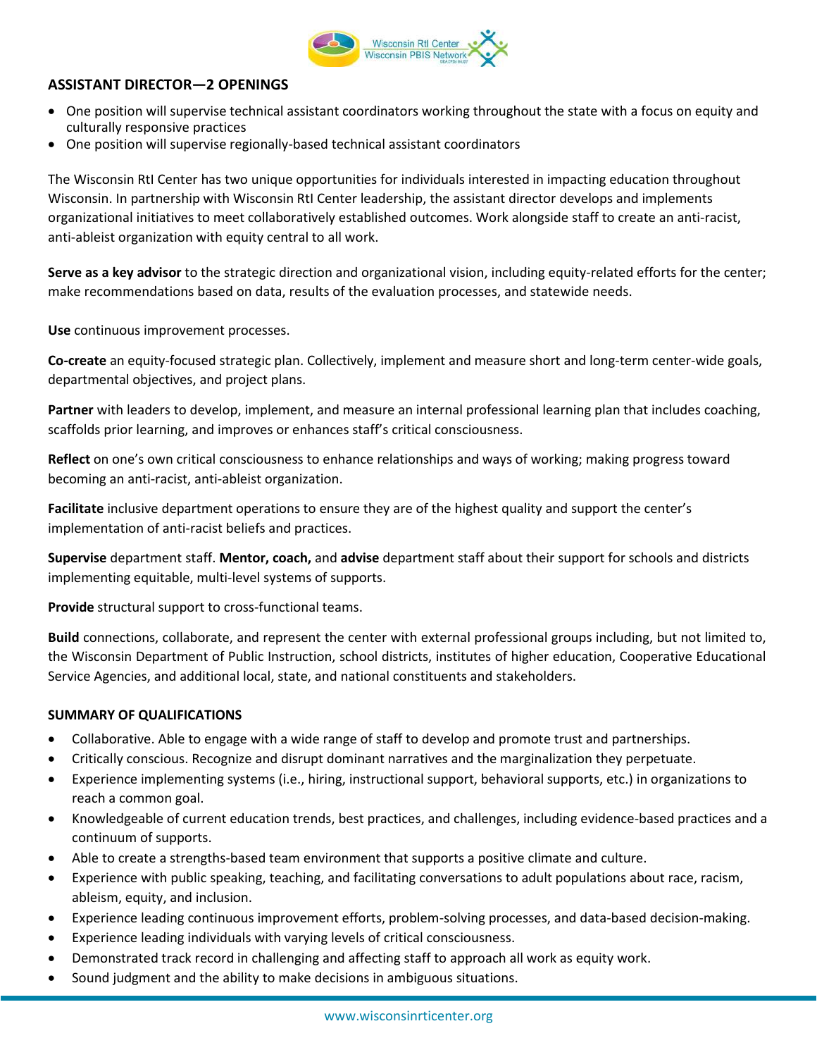## ASSISTANT DIRECTOR—2 OPENINGS

- One position will supervise technical assistant coordinators working throughout the state with a focus on equity and culturally responsive practices
- One position will supervise regionally-based technical assistant coordinators

The Wisconsin RtI Center has two unique opportunities for individuals interested in impacting education throughout Wisconsin. In partnership with Wisconsin RtI Center leadership, the assistant director develops and implements organizational initiatives to meet collaboratively established outcomes. Work alongside staff to create an anti-racist, anti-ableist organization with equity central to all work.

**Serve as a key advisor** to the strategic direction and organizational vision, including equity-related efforts for the center; make recommendations based on data, results of the evaluation processes, and statewide needs.

**Use** continuous improvement processes.

**Co-create** an equity-focused strategic plan. Collectively, implement and measure short and long-term center-wide goals, departmental objectives, and project plans.

**Partner** with leaders to develop, implement, and measure an internal professional learning plan that includes coaching, scaffolds prior learning, and improves or enhances staff's critical consciousness.

**Reflect** on one's own critical consciousness to enhance relationships and ways of working; making progress toward becoming an anti-racist, anti-ableist organization.

**Facilitate** inclusive department operations to ensure they are of the highest quality and support the center's implementation of anti-racist beliefs and practices.

**Supervise** department staff. **Mentor, coach,** and **advise** department staff about their support for schools and districts implementing equitable, multi-level systems of supports.

**Provide** structural support to cross-functional teams.

**Build** connections, collaborate, and represent the center with external professional groups including, but not limited to, the Wisconsin Department of Public Instruction, school districts, institutes of higher education, Cooperative Educational Service Agencies, and additional local, state, and national constituents and stakeholders.

### SUMMARY OF QUALIFICATIONS

- Collaborative. Able to engage with a wide range of staff to develop and promote trust and partnerships.
- Critically conscious. Recognize and disrupt dominant narratives and the marginalization they perpetuate.
- Experience implementing systems (i.e., hiring, instructional support, behavioral supports, etc.) in organizations to reach a common goal.
- Knowledgeable of current education trends, best practices, and challenges, including evidence-based practices and a continuum of supports.
- Able to create a strengths-based team environment that supports a positive climate and culture.
- Experience with public speaking, teaching, and facilitating conversations to adult populations about race, racism, ableism, equity, and inclusion.
- Experience leading continuous improvement efforts, problem-solving processes, and data-based decision-making.
- Experience leading individuals with varying levels of critical consciousness.
- Demonstrated track record in challenging and affecting staff to approach all work as equity work.
- Sound judgment and the ability to make decisions in ambiguous situations.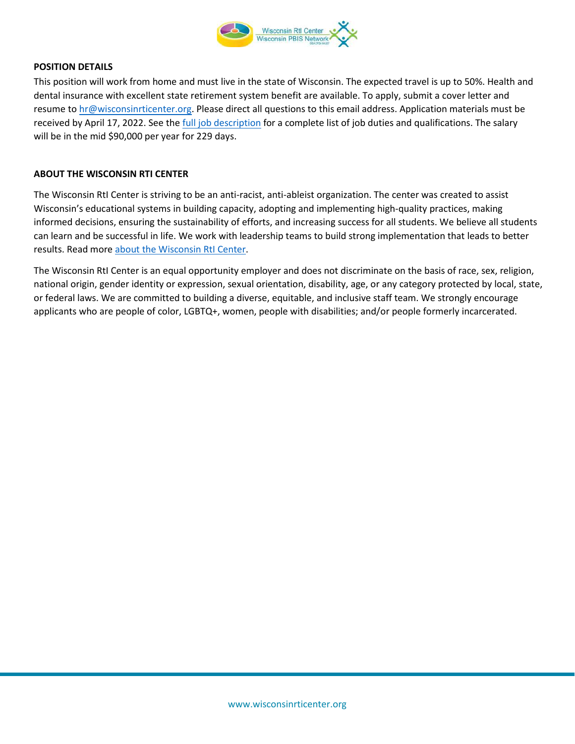## POSITION DETAILS

This position will work from home and must live in the state of Wisconsin. The expected travel is up to 50%. Health and dental insurance with excellent state retirement system benefit are available. To apply, submit a cover letter and resume to hr@wisconsinrticenter.org. Please direct all questions to this email address. Application materials must be received by April 17, 2022. See the full job description for a complete list of job duties and qualifications. The salary will be in the mid $90,000 per year for 229 days.

## ABOUT THE WISCONSIN RTI CENTER

The Wisconsin RtI Center is striving to be an anti-racist, anti-ableist organization. The center was created to assist Wisconsin's educational systems in building capacity, adopting and implementing high-quality practices, making informed decisions, ensuring the sustainability of efforts, and increasing success for all students. We believe all students can learn and be successful in life. We work with leadership teams to build strong implementation that leads to better results. Read more about the Wisconsin RtI Center.

The Wisconsin RtI Center is an equal opportunity employer and does not discriminate on the basis of race, sex, religion, national origin, gender identity or expression, sexual orientation, disability, age, or any category protected by local, state, or federal laws. We are committed to building a diverse, equitable, and inclusive staff team. We strongly encourage applicants who are people of color, LGBTQ+, women, people with disabilities; and/or people formerly incarcerated.